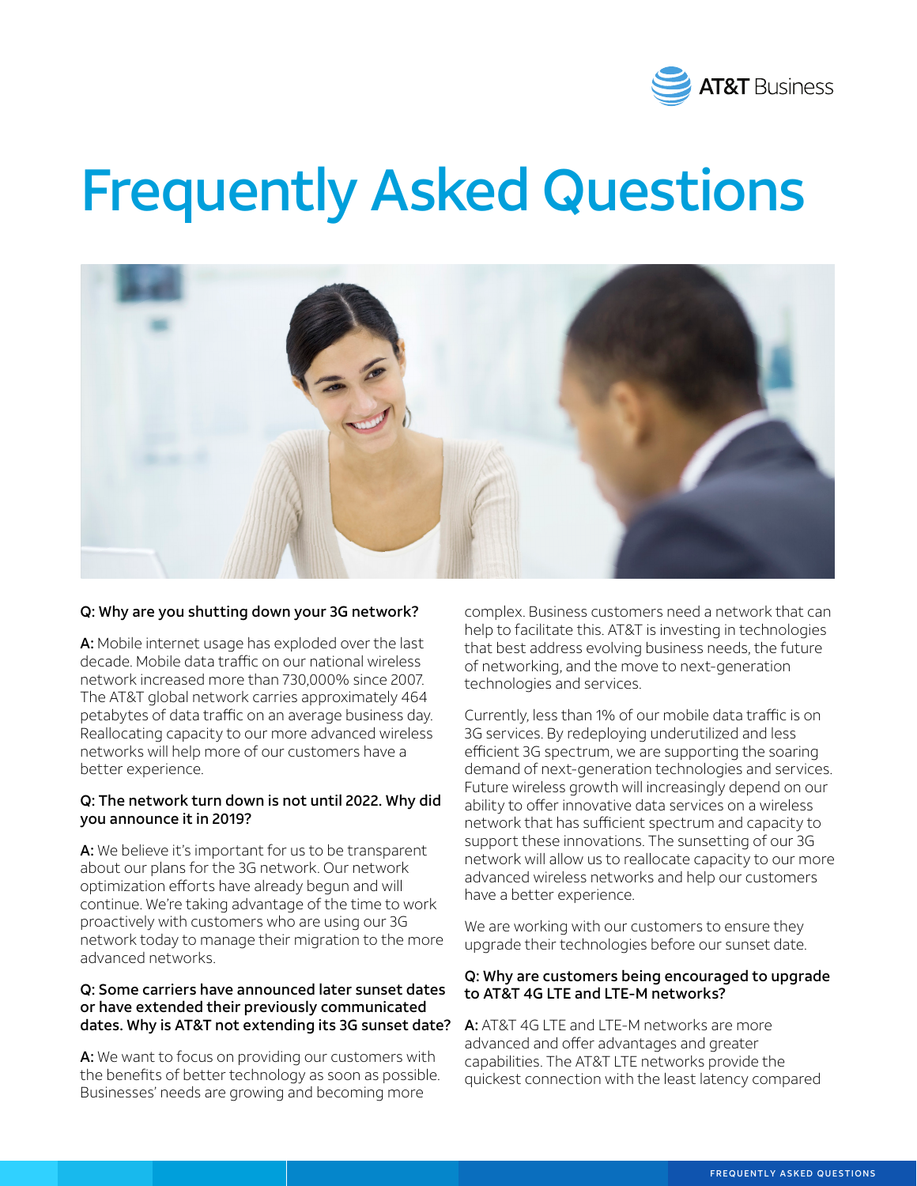# Frequently Asked Questions

**Q: Why are you shutting down your 3G network?**

**A:** Mobile internet usage has exploded over the last decade. Mobile data traffic on our national wireless network increased more than 730,000% since 2007. The AT&T global network carries approximately 464 petabytes of data traffic on an average business day. Reallocating capacity to our more advanced wireless networks will help more of our customers have a better experience.

**Q: The network turn down is not until 2022. Why did you announce it in 2019?**

**A:** We believe it's important for us to be transparent about our plans for the 3G network. Our network optimization efforts have already begun and will continue. We're taking advantage of the time to work proactively with customers who are using our 3G network today to manage their migration to the more advanced networks.

**Q: Some carriers have announced later sunset dates or have extended their previously communicated dates. Why is AT&T not extending its 3G sunset date?**

**A:** We want to focus on providing our customers with the benefits of better technology as soon as possible. Businesses' needs are growing and becoming more complex. Business customers need a network that can help to facilitate this. AT&T is investing in technologies that best address evolving business needs, the future of networking, and the move to next-generation technologies and services.

Currently, less than 1% of our mobile data traffic is on 3G services. By redeploying underutilized and less efficient 3G spectrum, we are supporting the soaring demand of next-generation technologies and services. Future wireless growth will increasingly depend on our ability to offer innovative data services on a wireless network that has sufficient spectrum and capacity to support these innovations. The sunsetting of our 3G network will allow us to reallocate capacity to our more advanced wireless networks and help our customers have a better experience.

We are working with our customers to ensure they upgrade their technologies before our sunset date.

**Q: Why are customers being encouraged to upgrade to AT&T 4G LTE and LTE-M networks?**

**A:** AT&T 4G LTE and LTE-M networks are more advanced and offer advantages and greater capabilities. The AT&T LTE networks provide the quickest connection with the least latency compared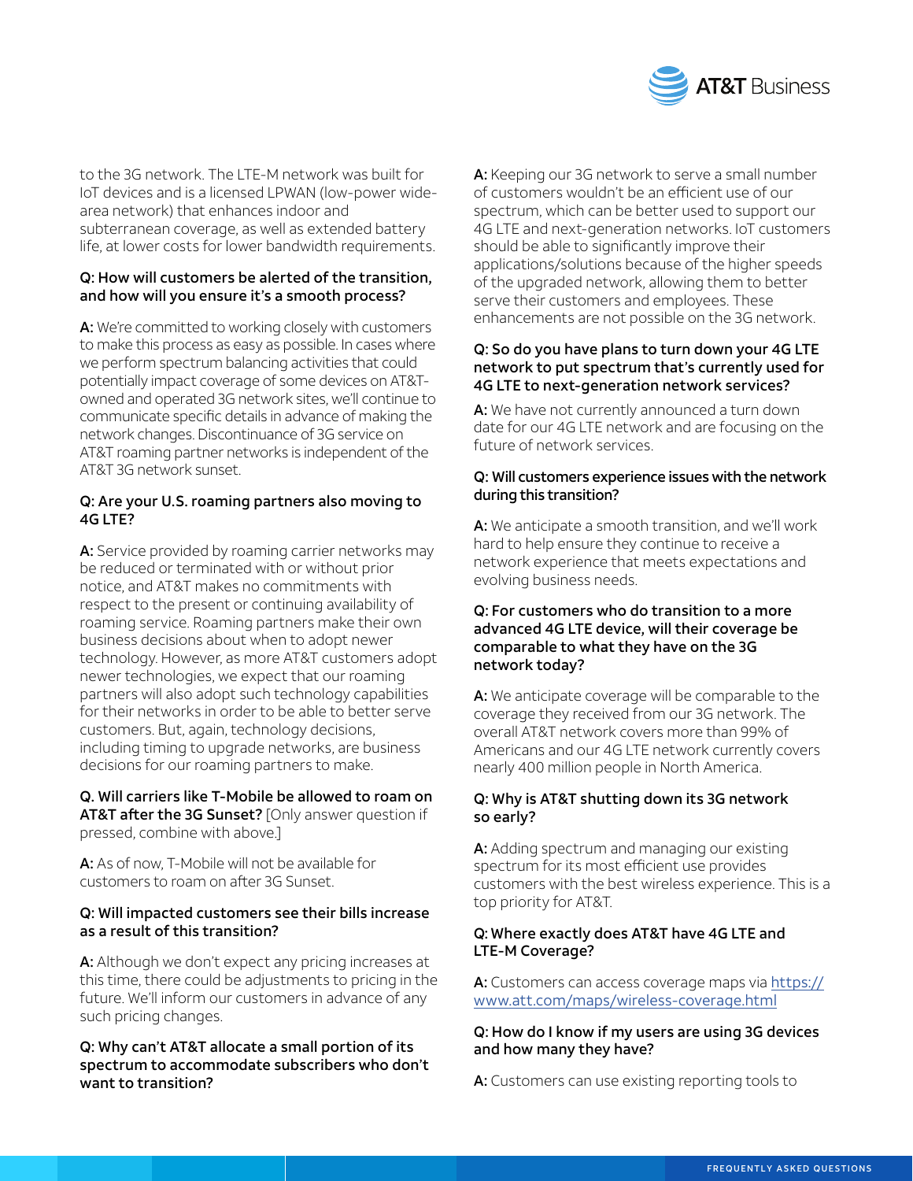to the 3G network. The LTE-M network was built for IoT devices and is a licensed LPWAN (low-power wide-area network) that enhances indoor and subterranean coverage, as well as extended battery life, at lower costs for lower bandwidth requirements.

**Q: How will customers be alerted of the transition, and how will you ensure it's a smooth process?**

**A:** We're committed to working closely with customers to make this process as easy as possible. In cases where we perform spectrum balancing activities that could potentially impact coverage of some devices on AT&T-owned and operated 3G network sites, we'll continue to communicate specific details in advance of making the network changes. Discontinuance of 3G service on AT&T roaming partner networks is independent of the AT&T 3G network sunset.

**Q: Are your U.S. roaming partners also moving to 4G LTE?**

**A:** Service provided by roaming carrier networks may be reduced or terminated with or without prior notice, and AT&T makes no commitments with respect to the present or continuing availability of roaming service. Roaming partners make their own business decisions about when to adopt newer technology. However, as more AT&T customers adopt newer technologies, we expect that our roaming partners will also adopt such technology capabilities for their networks in order to be able to better serve customers. But, again, technology decisions, including timing to upgrade networks, are business decisions for our roaming partners to make.

**Q. Will carriers like T-Mobile be allowed to roam on AT&T after the 3G Sunset?** [Only answer question if pressed, combine with above.]

**A:** As of now, T-Mobile will not be available for customers to roam on after 3G Sunset.

**Q: Will impacted customers see their bills increase as a result of this transition?**

**A:** Although we don't expect any pricing increases at this time, there could be adjustments to pricing in the future. We'll inform our customers in advance of any such pricing changes.

**Q: Why can't AT&T allocate a small portion of its spectrum to accommodate subscribers who don't want to transition?**

**A:** Keeping our 3G network to serve a small number of customers wouldn't be an efficient use of our spectrum, which can be better used to support our 4G LTE and next-generation networks. IoT customers should be able to significantly improve their applications/solutions because of the higher speeds of the upgraded network, allowing them to better serve their customers and employees. These enhancements are not possible on the 3G network.

**Q: So do you have plans to turn down your 4G LTE network to put spectrum that's currently used for 4G LTE to next-generation network services?**

**A:** We have not currently announced a turn down date for our 4G LTE network and are focusing on the future of network services.

**Q: Will customers experience issues with the network during this transition?**

**A:** We anticipate a smooth transition, and we'll work hard to help ensure they continue to receive a network experience that meets expectations and evolving business needs.

**Q: For customers who do transition to a more advanced 4G LTE device, will their coverage be comparable to what they have on the 3G network today?**

**A:** We anticipate coverage will be comparable to the coverage they received from our 3G network. The overall AT&T network covers more than 99% of Americans and our 4G LTE network currently covers nearly 400 million people in North America.

**Q: Why is AT&T shutting down its 3G network so early?**

**A:** Adding spectrum and managing our existing spectrum for its most efficient use provides customers with the best wireless experience. This is a top priority for AT&T.

**Q: Where exactly does AT&T have 4G LTE and LTE-M Coverage?**

**A:** Customers can access coverage maps via [https://www.att.com/maps/wireless-coverage.html](https://www.att.com/maps/wireless-coverage.html)

**Q: How do I know if my users are using 3G devices and how many they have?**

**A:** Customers can use existing reporting tools to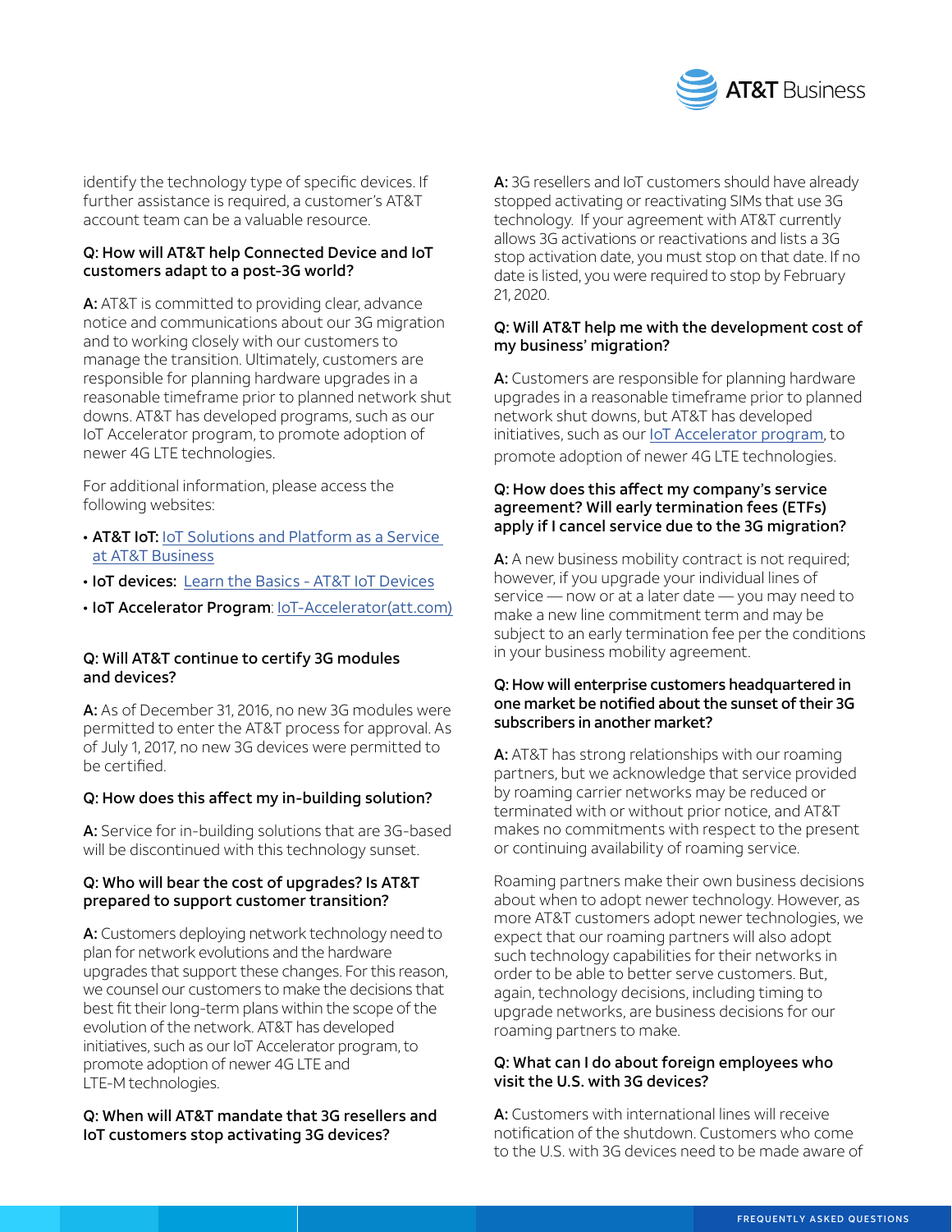identify the technology type of specific devices. If further assistance is required, a customer's AT&T account team can be a valuable resource.

**Q: How will AT&T help Connected Device and IoT customers adapt to a post-3G world?**

**A:** AT&T is committed to providing clear, advance notice and communications about our 3G migration and to working closely with our customers to manage the transition. Ultimately, customers are responsible for planning hardware upgrades in a reasonable timeframe prior to planned network shut downs. AT&T has developed programs, such as our IoT Accelerator program, to promote adoption of newer 4G LTE technologies.

For additional information, please access the following websites:

- **AT&T IoT:** IoT Solutions and Platform as a Service at AT&T Business
- **IoT devices:** Learn the Basics - AT&T IoT Devices
- **IoT Accelerator Program**: IoT-Accelerator(att.com)

**Q: Will AT&T continue to certify 3G modules and devices?**

**A:** As of December 31, 2016, no new 3G modules were permitted to enter the AT&T process for approval. As of July 1, 2017, no new 3G devices were permitted to be certified.

**Q: How does this affect my in-building solution?**

**A:** Service for in-building solutions that are 3G-based will be discontinued with this technology sunset.

**Q: Who will bear the cost of upgrades? Is AT&T prepared to support customer transition?**

**A:** Customers deploying network technology need to plan for network evolutions and the hardware upgrades that support these changes. For this reason, we counsel our customers to make the decisions that best fit their long-term plans within the scope of the evolution of the network. AT&T has developed initiatives, such as our IoT Accelerator program, to promote adoption of newer 4G LTE and LTE-M technologies.

**Q: When will AT&T mandate that 3G resellers and IoT customers stop activating 3G devices?**

**A:** 3G resellers and IoT customers should have already stopped activating or reactivating SIMs that use 3G technology. If your agreement with AT&T currently allows 3G activations or reactivations and lists a 3G stop activation date, you must stop on that date. If no date is listed, you were required to stop by February 21, 2020.

**Q: Will AT&T help me with the development cost of my business' migration?**

**A:** Customers are responsible for planning hardware upgrades in a reasonable timeframe prior to planned network shut downs, but AT&T has developed initiatives, such as our IoT Accelerator program, to promote adoption of newer 4G LTE technologies.

**Q: How does this affect my company's service agreement? Will early termination fees (ETFs) apply if I cancel service due to the 3G migration?**

**A:** A new business mobility contract is not required; however, if you upgrade your individual lines of service — now or at a later date — you may need to make a new line commitment term and may be subject to an early termination fee per the conditions in your business mobility agreement.

**Q: How will enterprise customers headquartered in one market be notified about the sunset of their 3G subscribers in another market?**

**A:** AT&T has strong relationships with our roaming partners, but we acknowledge that service provided by roaming carrier networks may be reduced or terminated with or without prior notice, and AT&T makes no commitments with respect to the present or continuing availability of roaming service.

Roaming partners make their own business decisions about when to adopt newer technology. However, as more AT&T customers adopt newer technologies, we expect that our roaming partners will also adopt such technology capabilities for their networks in order to be able to better serve customers. But, again, technology decisions, including timing to upgrade networks, are business decisions for our roaming partners to make.

**Q: What can I do about foreign employees who visit the U.S. with 3G devices?**

**A:** Customers with international lines will receive notification of the shutdown. Customers who come to the U.S. with 3G devices need to be made aware of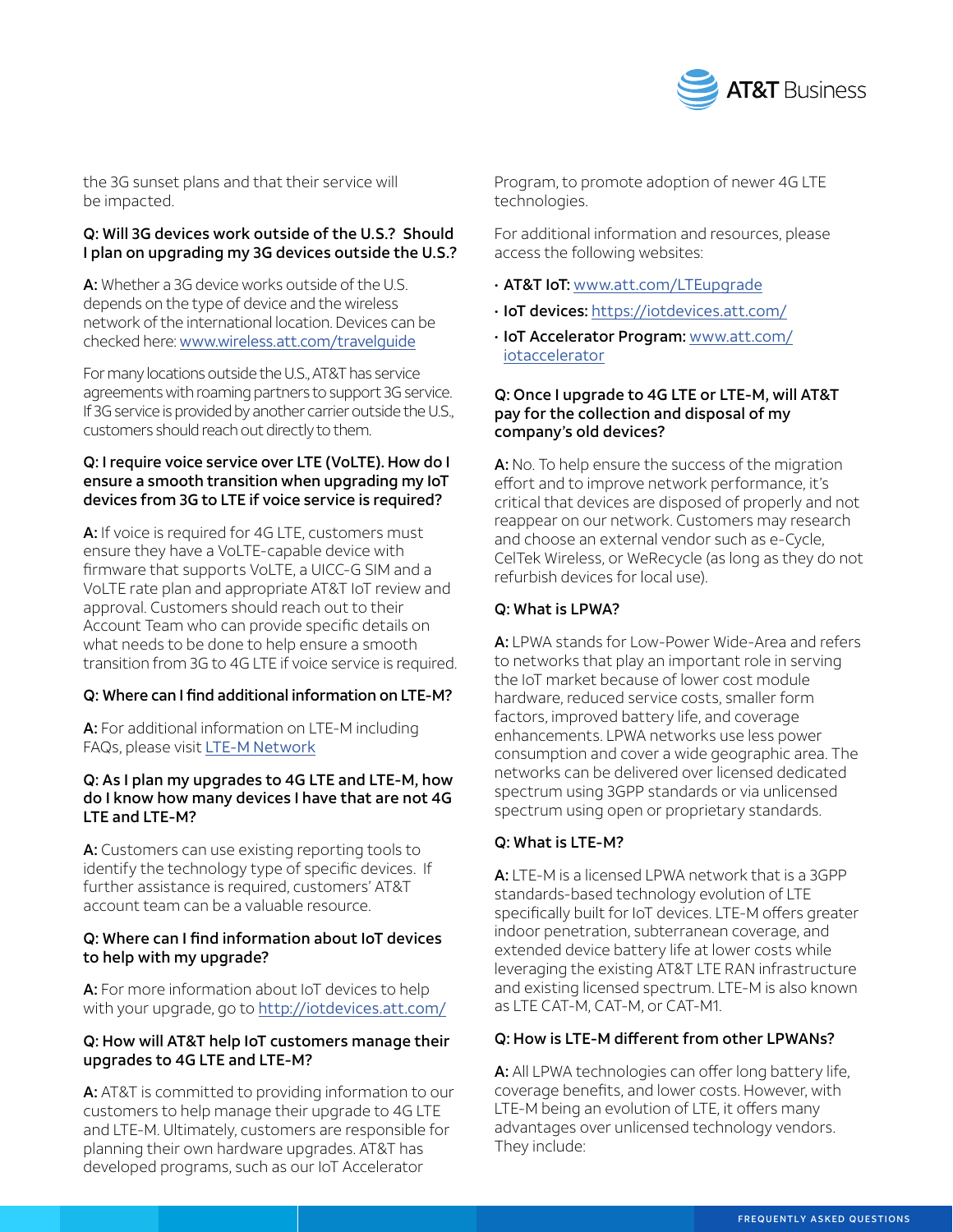the 3G sunset plans and that their service will be impacted.

**Q: Will 3G devices work outside of the U.S.? Should I plan on upgrading my 3G devices outside the U.S.?**

**A:** Whether a 3G device works outside of the U.S. depends on the type of device and the wireless network of the international location. Devices can be checked here: www.wireless.att.com/travelguide

For many locations outside the U.S., AT&T has service agreements with roaming partners to support 3G service. If 3G service is provided by another carrier outside the U.S., customers should reach out directly to them.

**Q: I require voice service over LTE (VoLTE). How do I ensure a smooth transition when upgrading my IoT devices from 3G to LTE if voice service is required?**

**A:** If voice is required for 4G LTE, customers must ensure they have a VoLTE-capable device with firmware that supports VoLTE, a UICC-G SIM and a VoLTE rate plan and appropriate AT&T IoT review and approval. Customers should reach out to their Account Team who can provide specific details on what needs to be done to help ensure a smooth transition from 3G to 4G LTE if voice service is required.

**Q: Where can I find additional information on LTE-M?**

**A:** For additional information on LTE-M including FAQs, please visit LTE-M Network

**Q: As I plan my upgrades to 4G LTE and LTE-M, how do I know how many devices I have that are not 4G LTE and LTE-M?**

**A:** Customers can use existing reporting tools to identify the technology type of specific devices. If further assistance is required, customers' AT&T account team can be a valuable resource.

**Q: Where can I find information about IoT devices to help with my upgrade?**

**A:** For more information about IoT devices to help with your upgrade, go to http://iotdevices.att.com/

**Q: How will AT&T help IoT customers manage their upgrades to 4G LTE and LTE-M?**

**A:** AT&T is committed to providing information to our customers to help manage their upgrade to 4G LTE and LTE-M. Ultimately, customers are responsible for planning their own hardware upgrades. AT&T has developed programs, such as our IoT Accelerator Program, to promote adoption of newer 4G LTE technologies.

For additional information and resources, please access the following websites:

- **AT&T IoT:** www.att.com/LTEupgrade
- **IoT devices:** https://iotdevices.att.com/
- **IoT Accelerator Program:** www.att.com/iotaccelerator

**Q: Once I upgrade to 4G LTE or LTE-M, will AT&T pay for the collection and disposal of my company's old devices?**

**A:** No. To help ensure the success of the migration effort and to improve network performance, it's critical that devices are disposed of properly and not reappear on our network. Customers may research and choose an external vendor such as e-Cycle, CelTek Wireless, or WeRecycle (as long as they do not refurbish devices for local use).

**Q: What is LPWA?**

**A:** LPWA stands for Low-Power Wide-Area and refers to networks that play an important role in serving the IoT market because of lower cost module hardware, reduced service costs, smaller form factors, improved battery life, and coverage enhancements. LPWA networks use less power consumption and cover a wide geographic area. The networks can be delivered over licensed dedicated spectrum using 3GPP standards or via unlicensed spectrum using open or proprietary standards.

**Q: What is LTE-M?**

**A:** LTE-M is a licensed LPWA network that is a 3GPP standards-based technology evolution of LTE specifically built for IoT devices. LTE-M offers greater indoor penetration, subterranean coverage, and extended device battery life at lower costs while leveraging the existing AT&T LTE RAN infrastructure and existing licensed spectrum. LTE-M is also known as LTE CAT-M, CAT-M, or CAT-M1.

**Q: How is LTE-M different from other LPWANs?**

**A:** All LPWA technologies can offer long battery life, coverage benefits, and lower costs. However, with LTE-M being an evolution of LTE, it offers many advantages over unlicensed technology vendors. They include: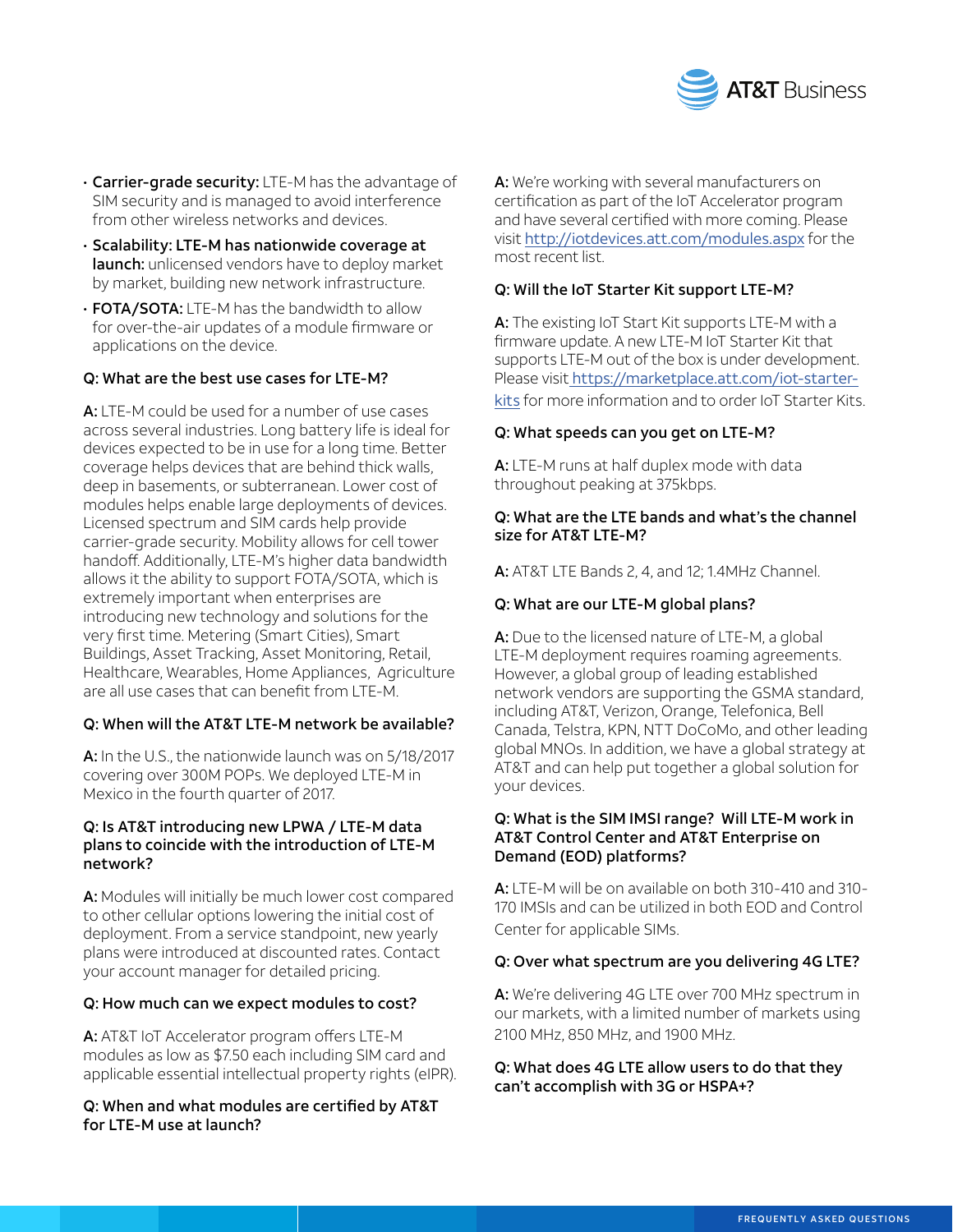- **Carrier-grade security:** LTE-M has the advantage of SIM security and is managed to avoid interference from other wireless networks and devices.
- **Scalability: LTE-M has nationwide coverage at launch:** unlicensed vendors have to deploy market by market, building new network infrastructure.
- **FOTA/SOTA:** LTE-M has the bandwidth to allow for over-the-air updates of a module firmware or applications on the device.

**Q: What are the best use cases for LTE-M?**

**A:** LTE-M could be used for a number of use cases across several industries. Long battery life is ideal for devices expected to be in use for a long time. Better coverage helps devices that are behind thick walls, deep in basements, or subterranean. Lower cost of modules helps enable large deployments of devices. Licensed spectrum and SIM cards help provide carrier-grade security. Mobility allows for cell tower handoff. Additionally, LTE-M's higher data bandwidth allows it the ability to support FOTA/SOTA, which is extremely important when enterprises are introducing new technology and solutions for the very first time. Metering (Smart Cities), Smart Buildings, Asset Tracking, Asset Monitoring, Retail, Healthcare, Wearables, Home Appliances, Agriculture are all use cases that can benefit from LTE-M.

**Q: When will the AT&T LTE-M network be available?**

**A:** In the U.S., the nationwide launch was on 5/18/2017 covering over 300M POPs. We deployed LTE-M in Mexico in the fourth quarter of 2017.

**Q: Is AT&T introducing new LPWA / LTE-M data plans to coincide with the introduction of LTE-M network?**

**A:** Modules will initially be much lower cost compared to other cellular options lowering the initial cost of deployment. From a service standpoint, new yearly plans were introduced at discounted rates. Contact your account manager for detailed pricing.

**Q: How much can we expect modules to cost?**

**A:** AT&T IoT Accelerator program offers LTE-M modules as low as $7.50 each including SIM card and applicable essential intellectual property rights (eIPR).

**Q: When and what modules are certified by AT&T for LTE-M use at launch?**

**A:** We're working with several manufacturers on certification as part of the IoT Accelerator program and have several certified with more coming. Please visit http://iotdevices.att.com/modules.aspx for the most recent list.

**Q: Will the IoT Starter Kit support LTE-M?**

**A:** The existing IoT Start Kit supports LTE-M with a firmware update. A new LTE-M IoT Starter Kit that supports LTE-M out of the box is under development. Please visit https://marketplace.att.com/iot-starter-kits for more information and to order IoT Starter Kits.

**Q: What speeds can you get on LTE-M?**

**A:** LTE-M runs at half duplex mode with data throughout peaking at 375kbps.

**Q: What are the LTE bands and what's the channel size for AT&T LTE-M?**

**A:** AT&T LTE Bands 2, 4, and 12; 1.4MHz Channel.

**Q: What are our LTE-M global plans?**

**A:** Due to the licensed nature of LTE-M, a global LTE-M deployment requires roaming agreements. However, a global group of leading established network vendors are supporting the GSMA standard, including AT&T, Verizon, Orange, Telefonica, Bell Canada, Telstra, KPN, NTT DoCoMo, and other leading global MNOs. In addition, we have a global strategy at AT&T and can help put together a global solution for your devices.

**Q: What is the SIM IMSI range? Will LTE-M work in AT&T Control Center and AT&T Enterprise on Demand (EOD) platforms?**

**A:** LTE-M will be on available on both 310-410 and 310-170 IMSIs and can be utilized in both EOD and Control Center for applicable SIMs.

**Q: Over what spectrum are you delivering 4G LTE?**

**A:** We're delivering 4G LTE over 700 MHz spectrum in our markets, with a limited number of markets using 2100 MHz, 850 MHz, and 1900 MHz.

**Q: What does 4G LTE allow users to do that they can't accomplish with 3G or HSPA+?**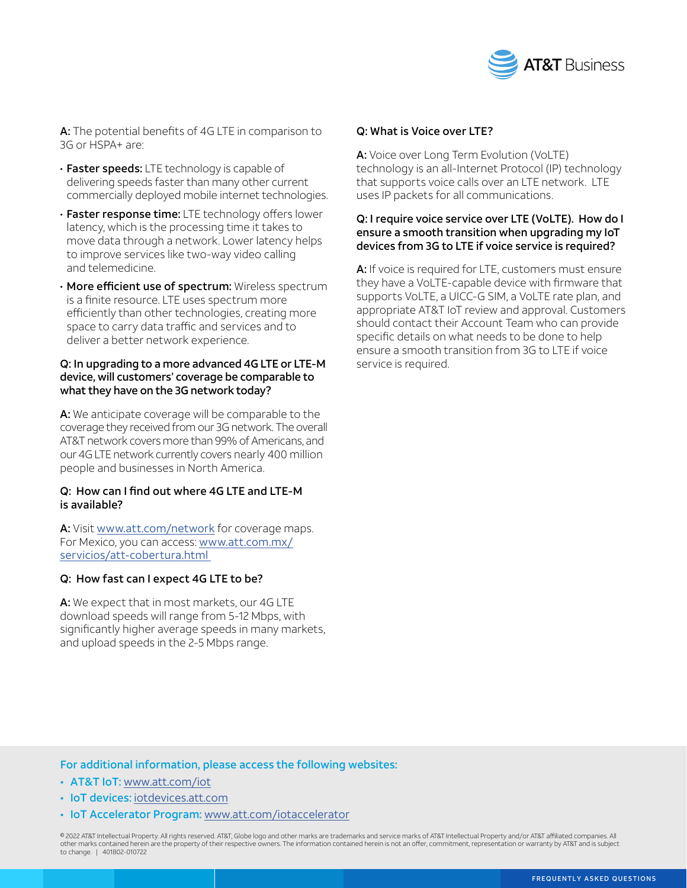**A:** The potential benefits of 4G LTE in comparison to 3G or HSPA+ are:

- **Faster speeds:** LTE technology is capable of delivering speeds faster than many other current commercially deployed mobile internet technologies.
- **Faster response time:** LTE technology offers lower latency, which is the processing time it takes to move data through a network. Lower latency helps to improve services like two-way video calling and telemedicine.
- **More efficient use of spectrum:** Wireless spectrum is a finite resource. LTE uses spectrum more efficiently than other technologies, creating more space to carry data traffic and services and to deliver a better network experience.

**Q: In upgrading to a more advanced 4G LTE or LTE-M device, will customers' coverage be comparable to what they have on the 3G network today?**

**A:** We anticipate coverage will be comparable to the coverage they received from our 3G network. The overall AT&T network covers more than 99% of Americans, and our 4G LTE network currently covers nearly 400 million people and businesses in North America.

**Q: How can I find out where 4G LTE and LTE-M is available?**

**A:** Visit [www.att.com/network](www.att.com/network) for coverage maps. For Mexico, you can access: [www.att.com.mx/servicios/att-cobertura.html](www.att.com.mx/servicios/att-cobertura.html)

**Q: How fast can I expect 4G LTE to be?**

**A:** We expect that in most markets, our 4G LTE download speeds will range from 5-12 Mbps, with significantly higher average speeds in many markets, and upload speeds in the 2-5 Mbps range.

**Q: What is Voice over LTE?**

**A:** Voice over Long Term Evolution (VoLTE) technology is an all-Internet Protocol (IP) technology that supports voice calls over an LTE network. LTE uses IP packets for all communications.

**Q: I require voice service over LTE (VoLTE). How do I ensure a smooth transition when upgrading my IoT devices from 3G to LTE if voice service is required?**

**A:** If voice is required for LTE, customers must ensure they have a VoLTE-capable device with firmware that supports VoLTE, a UICC-G SIM, a VoLTE rate plan, and appropriate AT&T IoT review and approval. Customers should contact their Account Team who can provide specific details on what needs to be done to help ensure a smooth transition from 3G to LTE if voice service is required.

**For additional information, please access the following websites:**

- **AT&T IoT:** [www.att.com/iot](www.att.com/iot)
- **IoT devices:** [iotdevices.att.com](iotdevices.att.com)
- **IoT Accelerator Program:** [www.att.com/iotaccelerator](www.att.com/iotaccelerator)

© 2022 AT&T Intellectual Property. All rights reserved. AT&T, Globe logo and other marks are trademarks and service marks of AT&T Intellectual Property and/or AT&T affiliated companies. All other marks contained herein are the property of their respective owners. The information contained herein is not an offer, commitment, representation or warranty by AT&T and is subject to change. | 401802-010722